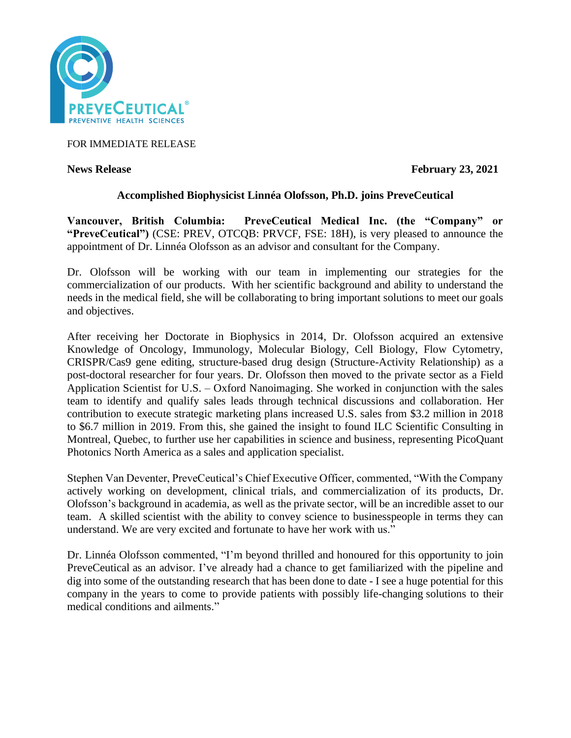FOR IMMEDIATE RELEASE

**News Release** **February 23, 2021**

## Accomplished Biophysicist Linnéa Olofsson, Ph.D. joins PreveCeutical

**Vancouver, British Columbia: PreveCeutical Medical Inc. (the "Company" or "PreveCeutical")** (CSE: PREV, OTCQB: PRVCF, FSE: 18H), is very pleased to announce the appointment of Dr. Linnéa Olofsson as an advisor and consultant for the Company.

Dr. Olofsson will be working with our team in implementing our strategies for the commercialization of our products. With her scientific background and ability to understand the needs in the medical field, she will be collaborating to bring important solutions to meet our goals and objectives.

After receiving her Doctorate in Biophysics in 2014, Dr. Olofsson acquired an extensive Knowledge of Oncology, Immunology, Molecular Biology, Cell Biology, Flow Cytometry, CRISPR/Cas9 gene editing, structure-based drug design (Structure-Activity Relationship) as a post-doctoral researcher for four years. Dr. Olofsson then moved to the private sector as a Field Application Scientist for U.S. – Oxford Nanoimaging. She worked in conjunction with the sales team to identify and qualify sales leads through technical discussions and collaboration. Her contribution to execute strategic marketing plans increased U.S. sales from $3.2 million in 2018 to $6.7 million in 2019. From this, she gained the insight to found ILC Scientific Consulting in Montreal, Quebec, to further use her capabilities in science and business, representing PicoQuant Photonics North America as a sales and application specialist.

Stephen Van Deventer, PreveCeutical's Chief Executive Officer, commented, "With the Company actively working on development, clinical trials, and commercialization of its products, Dr. Olofsson's background in academia, as well as the private sector, will be an incredible asset to our team. A skilled scientist with the ability to convey science to businesspeople in terms they can understand. We are very excited and fortunate to have her work with us."

Dr. Linnéa Olofsson commented, "I'm beyond thrilled and honoured for this opportunity to join PreveCeutical as an advisor. I've already had a chance to get familiarized with the pipeline and dig into some of the outstanding research that has been done to date - I see a huge potential for this company in the years to come to provide patients with possibly life-changing solutions to their medical conditions and ailments."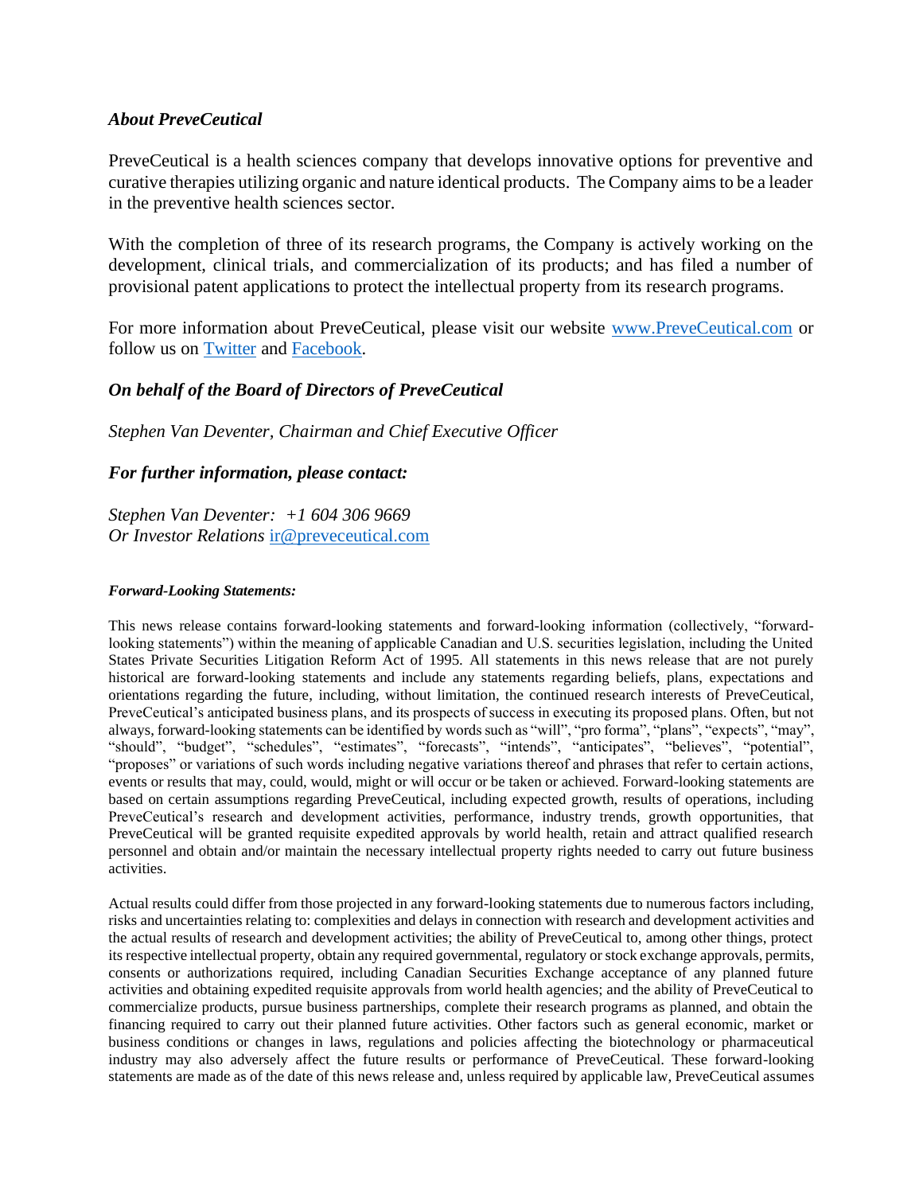### *About PreveCeutical*

PreveCeutical is a health sciences company that develops innovative options for preventive and curative therapies utilizing organic and nature identical products. The Company aims to be a leader in the preventive health sciences sector.

With the completion of three of its research programs, the Company is actively working on the development, clinical trials, and commercialization of its products; and has filed a number of provisional patent applications to protect the intellectual property from its research programs.

For more information about PreveCeutical, please visit our website [www.PreveCeutical.com](www.PreveCeutical.com) or follow us on [Twitter]() and [Facebook]().

### *On behalf of the Board of Directors of PreveCeutical*

*Stephen Van Deventer, Chairman and Chief Executive Officer*

### *For further information, please contact:*

*Stephen Van Deventer: +1 604 306 9669*
*Or Investor Relations* [ir@preveceutical.com](mailto:ir@preveceutical.com)

***Forward-Looking Statements:***

This news release contains forward-looking statements and forward-looking information (collectively, "forward-looking statements") within the meaning of applicable Canadian and U.S. securities legislation, including the United States Private Securities Litigation Reform Act of 1995. All statements in this news release that are not purely historical are forward-looking statements and include any statements regarding beliefs, plans, expectations and orientations regarding the future, including, without limitation, the continued research interests of PreveCeutical, PreveCeutical's anticipated business plans, and its prospects of success in executing its proposed plans. Often, but not always, forward-looking statements can be identified by words such as "will", "pro forma", "plans", "expects", "may", "should", "budget", "schedules", "estimates", "forecasts", "intends", "anticipates", "believes", "potential", "proposes" or variations of such words including negative variations thereof and phrases that refer to certain actions, events or results that may, could, would, might or will occur or be taken or achieved. Forward-looking statements are based on certain assumptions regarding PreveCeutical, including expected growth, results of operations, including PreveCeutical's research and development activities, performance, industry trends, growth opportunities, that PreveCeutical will be granted requisite expedited approvals by world health, retain and attract qualified research personnel and obtain and/or maintain the necessary intellectual property rights needed to carry out future business activities.

Actual results could differ from those projected in any forward-looking statements due to numerous factors including, risks and uncertainties relating to: complexities and delays in connection with research and development activities and the actual results of research and development activities; the ability of PreveCeutical to, among other things, protect its respective intellectual property, obtain any required governmental, regulatory or stock exchange approvals, permits, consents or authorizations required, including Canadian Securities Exchange acceptance of any planned future activities and obtaining expedited requisite approvals from world health agencies; and the ability of PreveCeutical to commercialize products, pursue business partnerships, complete their research programs as planned, and obtain the financing required to carry out their planned future activities. Other factors such as general economic, market or business conditions or changes in laws, regulations and policies affecting the biotechnology or pharmaceutical industry may also adversely affect the future results or performance of PreveCeutical. These forward-looking statements are made as of the date of this news release and, unless required by applicable law, PreveCeutical assumes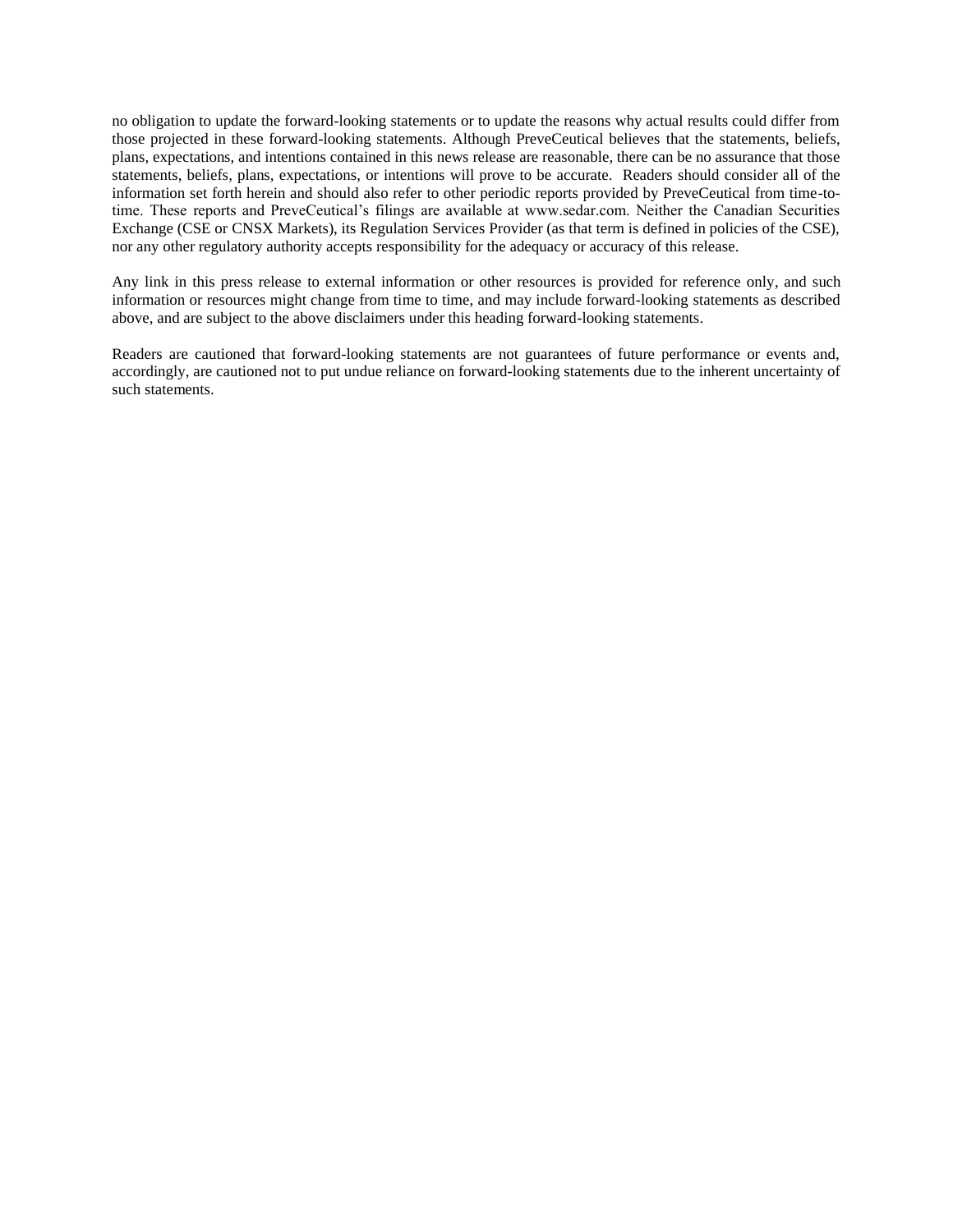no obligation to update the forward-looking statements or to update the reasons why actual results could differ from those projected in these forward-looking statements. Although PreveCeutical believes that the statements, beliefs, plans, expectations, and intentions contained in this news release are reasonable, there can be no assurance that those statements, beliefs, plans, expectations, or intentions will prove to be accurate. Readers should consider all of the information set forth herein and should also refer to other periodic reports provided by PreveCeutical from time-to-time. These reports and PreveCeutical's filings are available at www.sedar.com. Neither the Canadian Securities Exchange (CSE or CNSX Markets), its Regulation Services Provider (as that term is defined in policies of the CSE), nor any other regulatory authority accepts responsibility for the adequacy or accuracy of this release.

Any link in this press release to external information or other resources is provided for reference only, and such information or resources might change from time to time, and may include forward-looking statements as described above, and are subject to the above disclaimers under this heading forward-looking statements.

Readers are cautioned that forward-looking statements are not guarantees of future performance or events and, accordingly, are cautioned not to put undue reliance on forward-looking statements due to the inherent uncertainty of such statements.